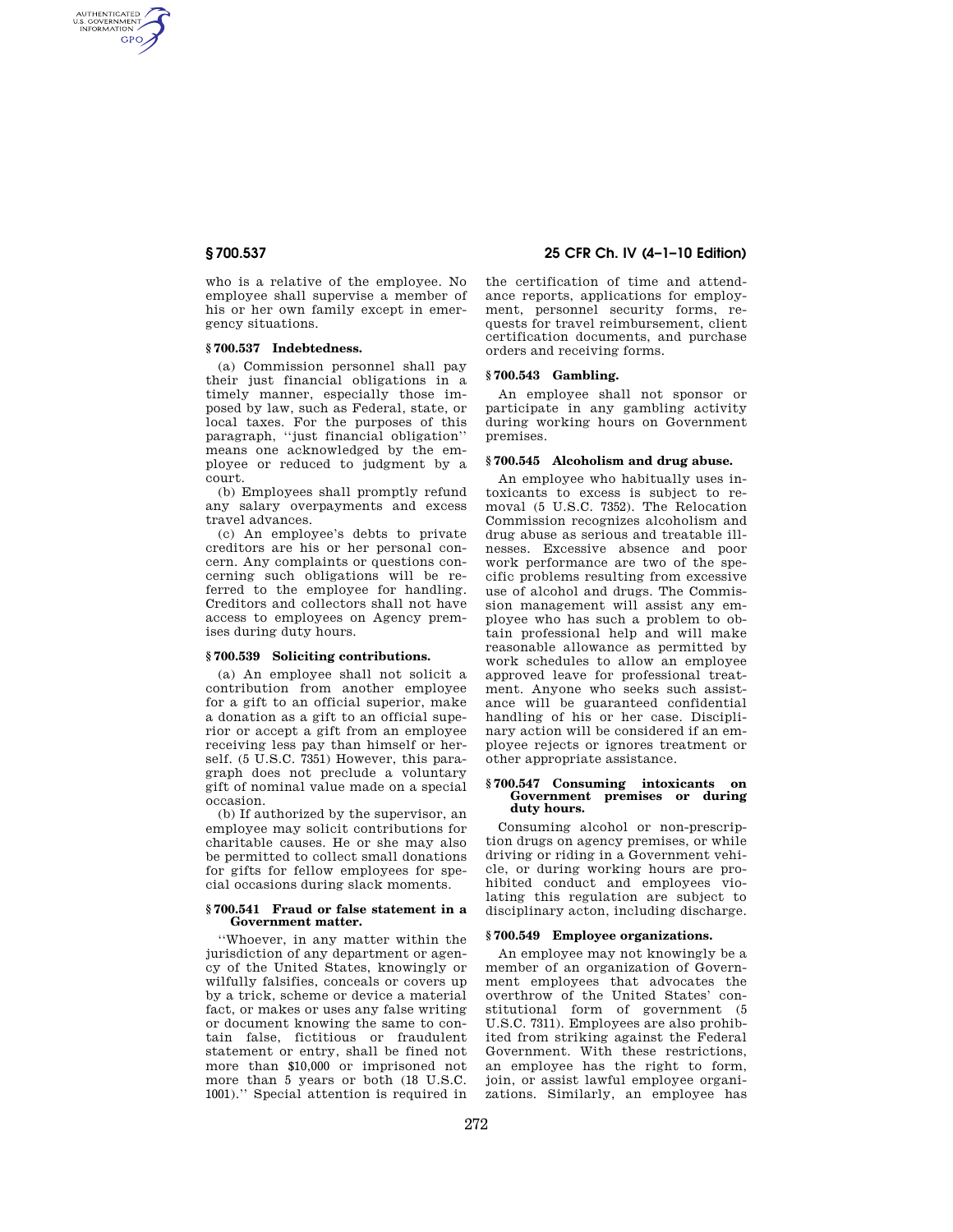who is a relative of the employee. No employee shall supervise a member of his or her own family except in emergency situations.

### § 700.537 Indebtedness.

(a) Commission personnel shall pay their just financial obligations in a timely manner, especially those imposed by law, such as Federal, state, or local taxes. For the purposes of this paragraph, ''just financial obligation'' means one acknowledged by the employee or reduced to judgment by a court.

(b) Employees shall promptly refund any salary overpayments and excess travel advances.

(c) An employee's debts to private creditors are his or her personal concern. Any complaints or questions concerning such obligations will be referred to the employee for handling. Creditors and collectors shall not have access to employees on Agency premises during duty hours.

### § 700.539 Soliciting contributions.

(a) An employee shall not solicit a contribution from another employee for a gift to an official superior, make a donation as a gift to an official superior or accept a gift from an employee receiving less pay than himself or herself. (5 U.S.C. 7351) However, this paragraph does not preclude a voluntary gift of nominal value made on a special occasion.

(b) If authorized by the supervisor, an employee may solicit contributions for charitable causes. He or she may also be permitted to collect small donations for gifts for fellow employees for special occasions during slack moments.

### § 700.541 Fraud or false statement in a Government matter.

''Whoever, in any matter within the jurisdiction of any department or agency of the United States, knowingly or wilfully falsifies, conceals or covers up by a trick, scheme or device a material fact, or makes or uses any false writing or document knowing the same to contain false, fictitious or fraudulent statement or entry, shall be fined not more than $10,000 or imprisoned not more than 5 years or both (18 U.S.C. 1001).'' Special attention is required in the certification of time and attendance reports, applications for employment, personnel security forms, requests for travel reimbursement, client certification documents, and purchase orders and receiving forms.

### § 700.543 Gambling.

An employee shall not sponsor or participate in any gambling activity during working hours on Government premises.

### § 700.545 Alcoholism and drug abuse.

An employee who habitually uses intoxicants to excess is subject to removal (5 U.S.C. 7352). The Relocation Commission recognizes alcoholism and drug abuse as serious and treatable illnesses. Excessive absence and poor work performance are two of the specific problems resulting from excessive use of alcohol and drugs. The Commission management will assist any employee who has such a problem to obtain professional help and will make reasonable allowance as permitted by work schedules to allow an employee approved leave for professional treatment. Anyone who seeks such assistance will be guaranteed confidential handling of his or her case. Disciplinary action will be considered if an employee rejects or ignores treatment or other appropriate assistance.

### § 700.547 Consuming intoxicants on Government premises or during duty hours.

Consuming alcohol or non-prescription drugs on agency premises, or while driving or riding in a Government vehicle, or during working hours are prohibited conduct and employees violating this regulation are subject to disciplinary acton, including discharge.

### § 700.549 Employee organizations.

An employee may not knowingly be a member of an organization of Government employees that advocates the overthrow of the United States' constitutional form of government (5 U.S.C. 7311). Employees are also prohibited from striking against the Federal Government. With these restrictions, an employee has the right to form, join, or assist lawful employee organizations. Similarly, an employee has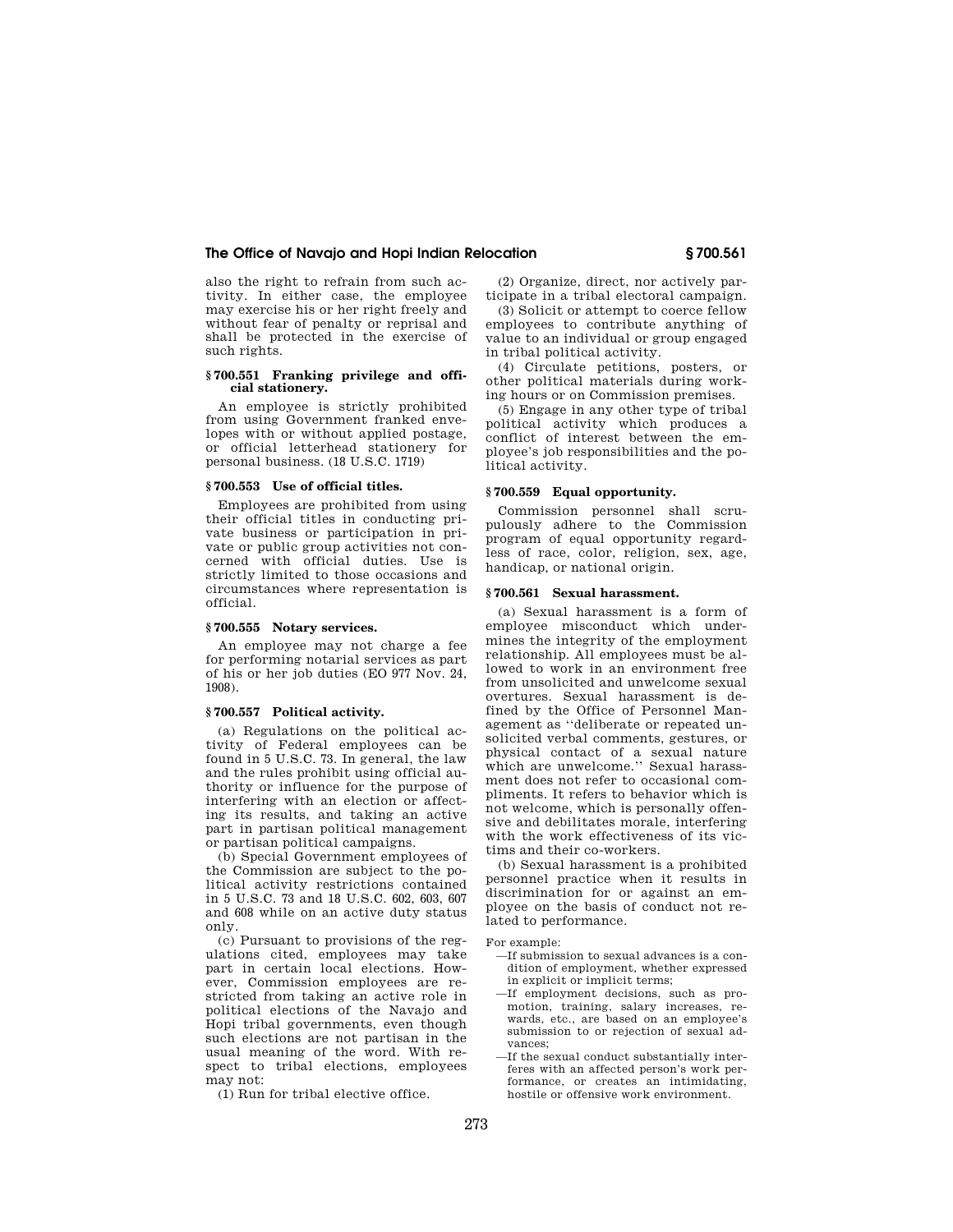also the right to refrain from such activity. In either case, the employee may exercise his or her right freely and without fear of penalty or reprisal and shall be protected in the exercise of such rights.

### § 700.551 Franking privilege and official stationery.

An employee is strictly prohibited from using Government franked envelopes with or without applied postage, or official letterhead stationery for personal business. (18 U.S.C. 1719)

### § 700.553 Use of official titles.

Employees are prohibited from using their official titles in conducting private business or participation in private or public group activities not concerned with official duties. Use is strictly limited to those occasions and circumstances where representation is official.

### § 700.555 Notary services.

An employee may not charge a fee for performing notarial services as part of his or her job duties (EO 977 Nov. 24, 1908).

### § 700.557 Political activity.

(a) Regulations on the political activity of Federal employees can be found in 5 U.S.C. 73. In general, the law and the rules prohibit using official authority or influence for the purpose of interfering with an election or affecting its results, and taking an active part in partisan political management or partisan political campaigns.

(b) Special Government employees of the Commission are subject to the political activity restrictions contained in 5 U.S.C. 73 and 18 U.S.C. 602, 603, 607 and 608 while on an active duty status only.

(c) Pursuant to provisions of the regulations cited, employees may take part in certain local elections. However, Commission employees are restricted from taking an active role in political elections of the Navajo and Hopi tribal governments, even though such elections are not partisan in the usual meaning of the word. With respect to tribal elections, employees may not:

(1) Run for tribal elective office.

(2) Organize, direct, nor actively participate in a tribal electoral campaign.

(3) Solicit or attempt to coerce fellow employees to contribute anything of value to an individual or group engaged in tribal political activity.

(4) Circulate petitions, posters, or other political materials during working hours or on Commission premises.

(5) Engage in any other type of tribal political activity which produces a conflict of interest between the employee's job responsibilities and the political activity.

### § 700.559 Equal opportunity.

Commission personnel shall scrupulously adhere to the Commission program of equal opportunity regardless of race, color, religion, sex, age, handicap, or national origin.

### § 700.561 Sexual harassment.

(a) Sexual harassment is a form of employee misconduct which undermines the integrity of the employment relationship. All employees must be allowed to work in an environment free from unsolicited and unwelcome sexual overtures. Sexual harassment is defined by the Office of Personnel Management as "deliberate or repeated unsolicited verbal comments, gestures, or physical contact of a sexual nature which are unwelcome." Sexual harassment does not refer to occasional compliments. It refers to behavior which is not welcome, which is personally offensive and debilitates morale, interfering with the work effectiveness of its victims and their co-workers.

(b) Sexual harassment is a prohibited personnel practice when it results in discrimination for or against an employee on the basis of conduct not related to performance.

For example:

- —If submission to sexual advances is a condition of employment, whether expressed in explicit or implicit terms;
- —If employment decisions, such as promotion, training, salary increases, rewards, etc., are based on an employee's submission to or rejection of sexual advances;
- —If the sexual conduct substantially interferes with an affected person's work performance, or creates an intimidating, hostile or offensive work environment.